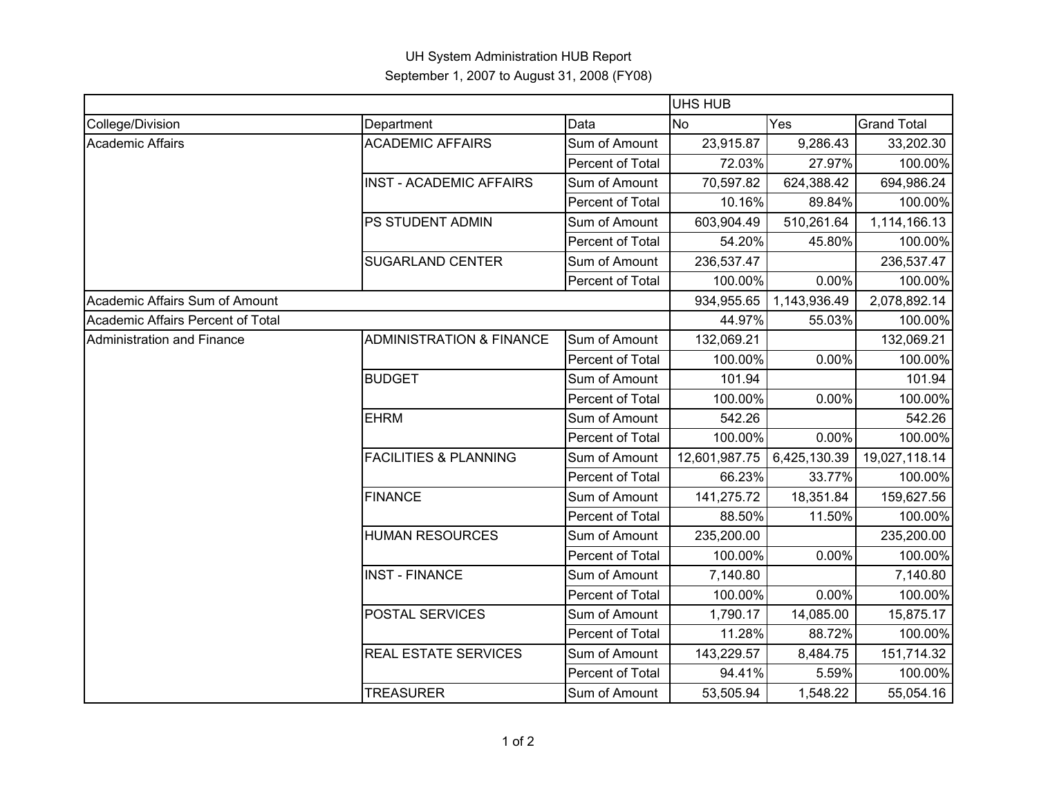UH System Administration HUB Report

September 1, 2007 to August 31, 2008 (FY08)

| | | | UHS HUB | | |
|---|---|---|---|---|---|
| College/Division | Department | Data | No | Yes | Grand Total |
| Academic Affairs | ACADEMIC AFFAIRS | Sum of Amount | 23,915.87 | 9,286.43 | 33,202.30 |
| | | Percent of Total | 72.03% | 27.97% | 100.00% |
| | INST - ACADEMIC AFFAIRS | Sum of Amount | 70,597.82 | 624,388.42 | 694,986.24 |
| | | Percent of Total | 10.16% | 89.84% | 100.00% |
| | PS STUDENT ADMIN | Sum of Amount | 603,904.49 | 510,261.64 | 1,114,166.13 |
| | | Percent of Total | 54.20% | 45.80% | 100.00% |
| | SUGARLAND CENTER | Sum of Amount | 236,537.47 | | 236,537.47 |
| | | Percent of Total | 100.00% | 0.00% | 100.00% |
| Academic Affairs Sum of Amount | | | 934,955.65 | 1,143,936.49 | 2,078,892.14 |
| Academic Affairs Percent of Total | | | 44.97% | 55.03% | 100.00% |
| Administration and Finance | ADMINISTRATION & FINANCE | Sum of Amount | 132,069.21 | | 132,069.21 |
| | | Percent of Total | 100.00% | 0.00% | 100.00% |
| | BUDGET | Sum of Amount | 101.94 | | 101.94 |
| | | Percent of Total | 100.00% | 0.00% | 100.00% |
| | EHRM | Sum of Amount | 542.26 | | 542.26 |
| | | Percent of Total | 100.00% | 0.00% | 100.00% |
| | FACILITIES & PLANNING | Sum of Amount | 12,601,987.75 | 6,425,130.39 | 19,027,118.14 |
| | | Percent of Total | 66.23% | 33.77% | 100.00% |
| | FINANCE | Sum of Amount | 141,275.72 | 18,351.84 | 159,627.56 |
| | | Percent of Total | 88.50% | 11.50% | 100.00% |
| | HUMAN RESOURCES | Sum of Amount | 235,200.00 | | 235,200.00 |
| | | Percent of Total | 100.00% | 0.00% | 100.00% |
| | INST - FINANCE | Sum of Amount | 7,140.80 | | 7,140.80 |
| | | Percent of Total | 100.00% | 0.00% | 100.00% |
| | POSTAL SERVICES | Sum of Amount | 1,790.17 | 14,085.00 | 15,875.17 |
| | | Percent of Total | 11.28% | 88.72% | 100.00% |
| | REAL ESTATE SERVICES | Sum of Amount | 143,229.57 | 8,484.75 | 151,714.32 |
| | | Percent of Total | 94.41% | 5.59% | 100.00% |
| | TREASURER | Sum of Amount | 53,505.94 | 1,548.22 | 55,054.16 |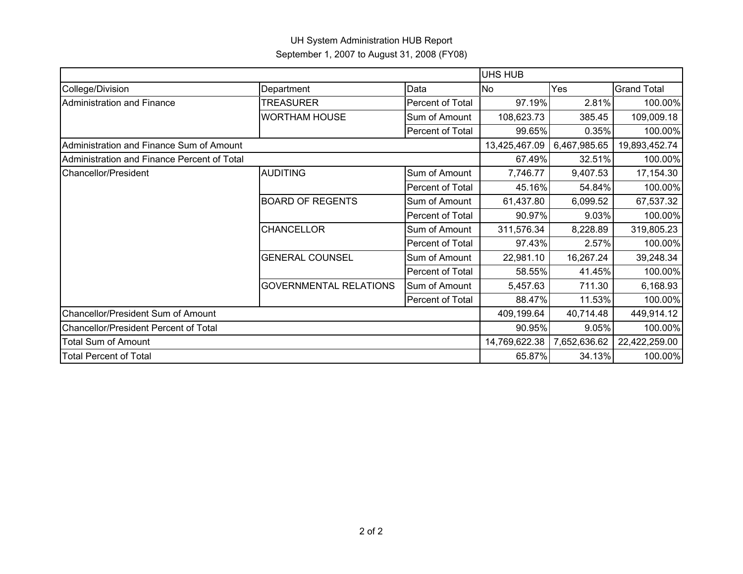UH System Administration HUB Report

September 1, 2007 to August 31, 2008 (FY08)

| | | | UHS HUB | | |
|---|---|---|---|---|---|
| College/Division | Department | Data | No | Yes | Grand Total |
| Administration and Finance | TREASURER | Percent of Total | 97.19% | 2.81% | 100.00% |
| | WORTHAM HOUSE | Sum of Amount | 108,623.73 | 385.45 | 109,009.18 |
| | | Percent of Total | 99.65% | 0.35% | 100.00% |
| Administration and Finance Sum of Amount | | | 13,425,467.09 | 6,467,985.65 | 19,893,452.74 |
| Administration and Finance Percent of Total | | | 67.49% | 32.51% | 100.00% |
| Chancellor/President | AUDITING | Sum of Amount | 7,746.77 | 9,407.53 | 17,154.30 |
| | | Percent of Total | 45.16% | 54.84% | 100.00% |
| | BOARD OF REGENTS | Sum of Amount | 61,437.80 | 6,099.52 | 67,537.32 |
| | | Percent of Total | 90.97% | 9.03% | 100.00% |
| | CHANCELLOR | Sum of Amount | 311,576.34 | 8,228.89 | 319,805.23 |
| | | Percent of Total | 97.43% | 2.57% | 100.00% |
| | GENERAL COUNSEL | Sum of Amount | 22,981.10 | 16,267.24 | 39,248.34 |
| | | Percent of Total | 58.55% | 41.45% | 100.00% |
| | GOVERNMENTAL RELATIONS | Sum of Amount | 5,457.63 | 711.30 | 6,168.93 |
| | | Percent of Total | 88.47% | 11.53% | 100.00% |
| Chancellor/President Sum of Amount | | | 409,199.64 | 40,714.48 | 449,914.12 |
| Chancellor/President Percent of Total | | | 90.95% | 9.05% | 100.00% |
| Total Sum of Amount | | | 14,769,622.38 | 7,652,636.62 | 22,422,259.00 |
| Total Percent of Total | | | 65.87% | 34.13% | 100.00% |